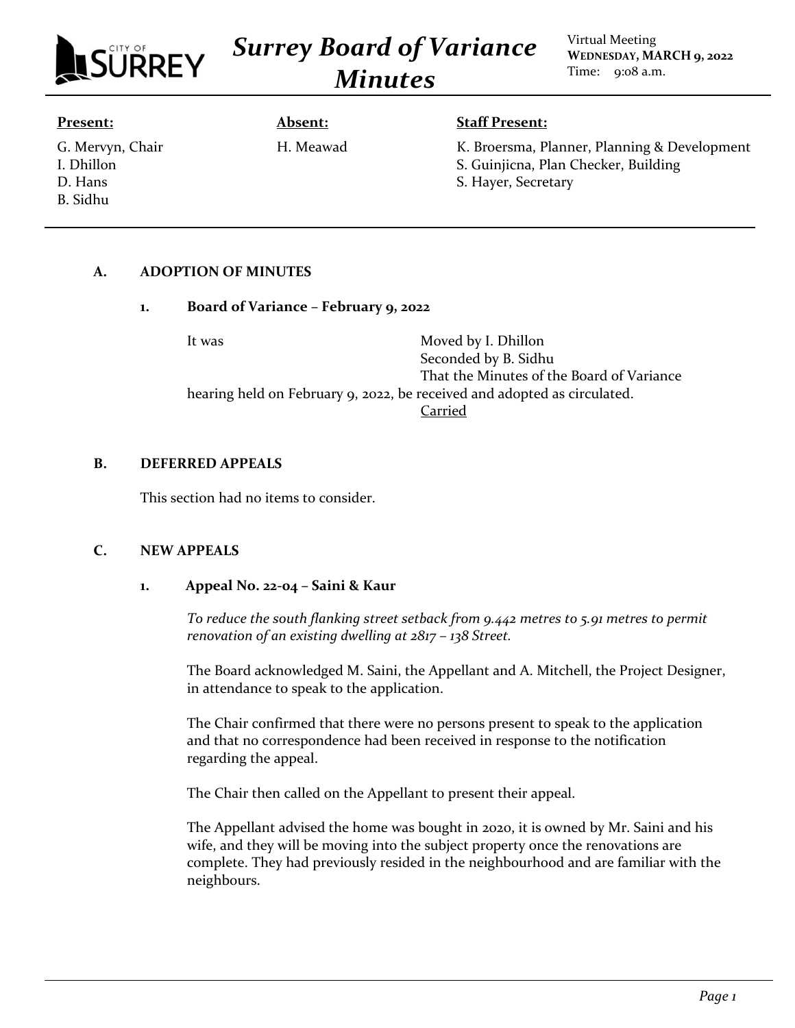# Surrey Board of Variance Minutes

CITY OF SURREY

Virtual Meeting
**WEDNESDAY, MARCH 9, 2022**
Time: 9:08 a.m.

| **Present:** | **Absent:** | **Staff Present:** |
|---|---|---|
| G. Mervyn, Chair | H. Meawad | K. Broersma, Planner, Planning & Development |
| I. Dhillon | | S. Guinjicna, Plan Checker, Building |
| D. Hans | | S. Hayer, Secretary |
| B. Sidhu | | |

## A. ADOPTION OF MINUTES

### 1. Board of Variance – February 9, 2022

It was Moved by I. Dhillon
Seconded by B. Sidhu
That the Minutes of the Board of Variance hearing held on February 9, 2022, be received and adopted as circulated.

Carried

## B. DEFERRED APPEALS

This section had no items to consider.

## C. NEW APPEALS

### 1. Appeal No. 22-04 – Saini & Kaur

*To reduce the south flanking street setback from 9.442 metres to 5.91 metres to permit renovation of an existing dwelling at 2817 – 138 Street.*

The Board acknowledged M. Saini, the Appellant and A. Mitchell, the Project Designer, in attendance to speak to the application.

The Chair confirmed that there were no persons present to speak to the application and that no correspondence had been received in response to the notification regarding the appeal.

The Chair then called on the Appellant to present their appeal.

The Appellant advised the home was bought in 2020, it is owned by Mr. Saini and his wife, and they will be moving into the subject property once the renovations are complete. They had previously resided in the neighbourhood and are familiar with the neighbours.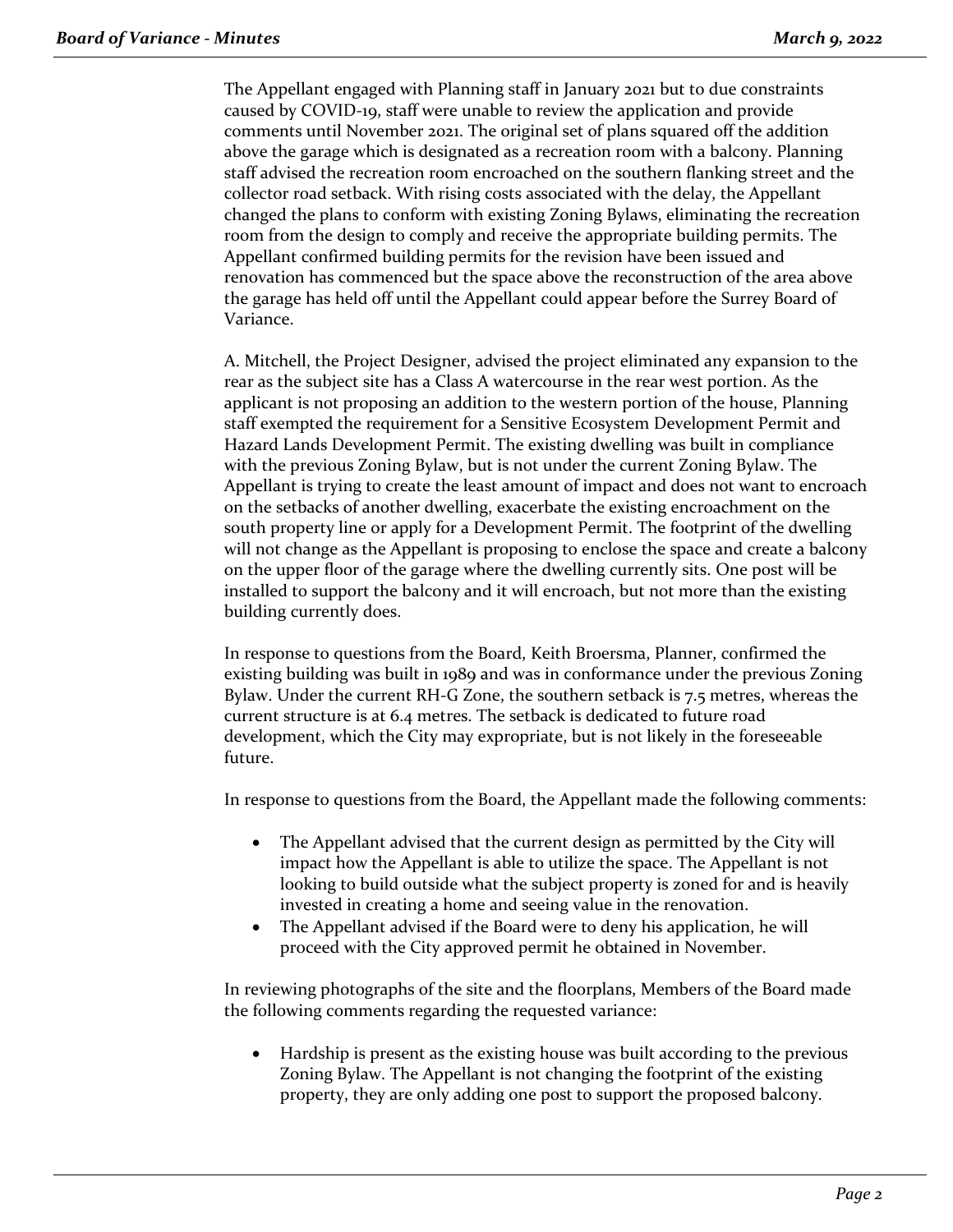The Appellant engaged with Planning staff in January 2021 but to due constraints caused by COVID-19, staff were unable to review the application and provide comments until November 2021. The original set of plans squared off the addition above the garage which is designated as a recreation room with a balcony. Planning staff advised the recreation room encroached on the southern flanking street and the collector road setback. With rising costs associated with the delay, the Appellant changed the plans to conform with existing Zoning Bylaws, eliminating the recreation room from the design to comply and receive the appropriate building permits. The Appellant confirmed building permits for the revision have been issued and renovation has commenced but the space above the reconstruction of the area above the garage has held off until the Appellant could appear before the Surrey Board of Variance.

A. Mitchell, the Project Designer, advised the project eliminated any expansion to the rear as the subject site has a Class A watercourse in the rear west portion. As the applicant is not proposing an addition to the western portion of the house, Planning staff exempted the requirement for a Sensitive Ecosystem Development Permit and Hazard Lands Development Permit. The existing dwelling was built in compliance with the previous Zoning Bylaw, but is not under the current Zoning Bylaw. The Appellant is trying to create the least amount of impact and does not want to encroach on the setbacks of another dwelling, exacerbate the existing encroachment on the south property line or apply for a Development Permit. The footprint of the dwelling will not change as the Appellant is proposing to enclose the space and create a balcony on the upper floor of the garage where the dwelling currently sits. One post will be installed to support the balcony and it will encroach, but not more than the existing building currently does.

In response to questions from the Board, Keith Broersma, Planner, confirmed the existing building was built in 1989 and was in conformance under the previous Zoning Bylaw. Under the current RH-G Zone, the southern setback is 7.5 metres, whereas the current structure is at 6.4 metres. The setback is dedicated to future road development, which the City may expropriate, but is not likely in the foreseeable future.

In response to questions from the Board, the Appellant made the following comments:

- The Appellant advised that the current design as permitted by the City will impact how the Appellant is able to utilize the space. The Appellant is not looking to build outside what the subject property is zoned for and is heavily invested in creating a home and seeing value in the renovation.
- The Appellant advised if the Board were to deny his application, he will proceed with the City approved permit he obtained in November.

In reviewing photographs of the site and the floorplans, Members of the Board made the following comments regarding the requested variance:

- Hardship is present as the existing house was built according to the previous Zoning Bylaw. The Appellant is not changing the footprint of the existing property, they are only adding one post to support the proposed balcony.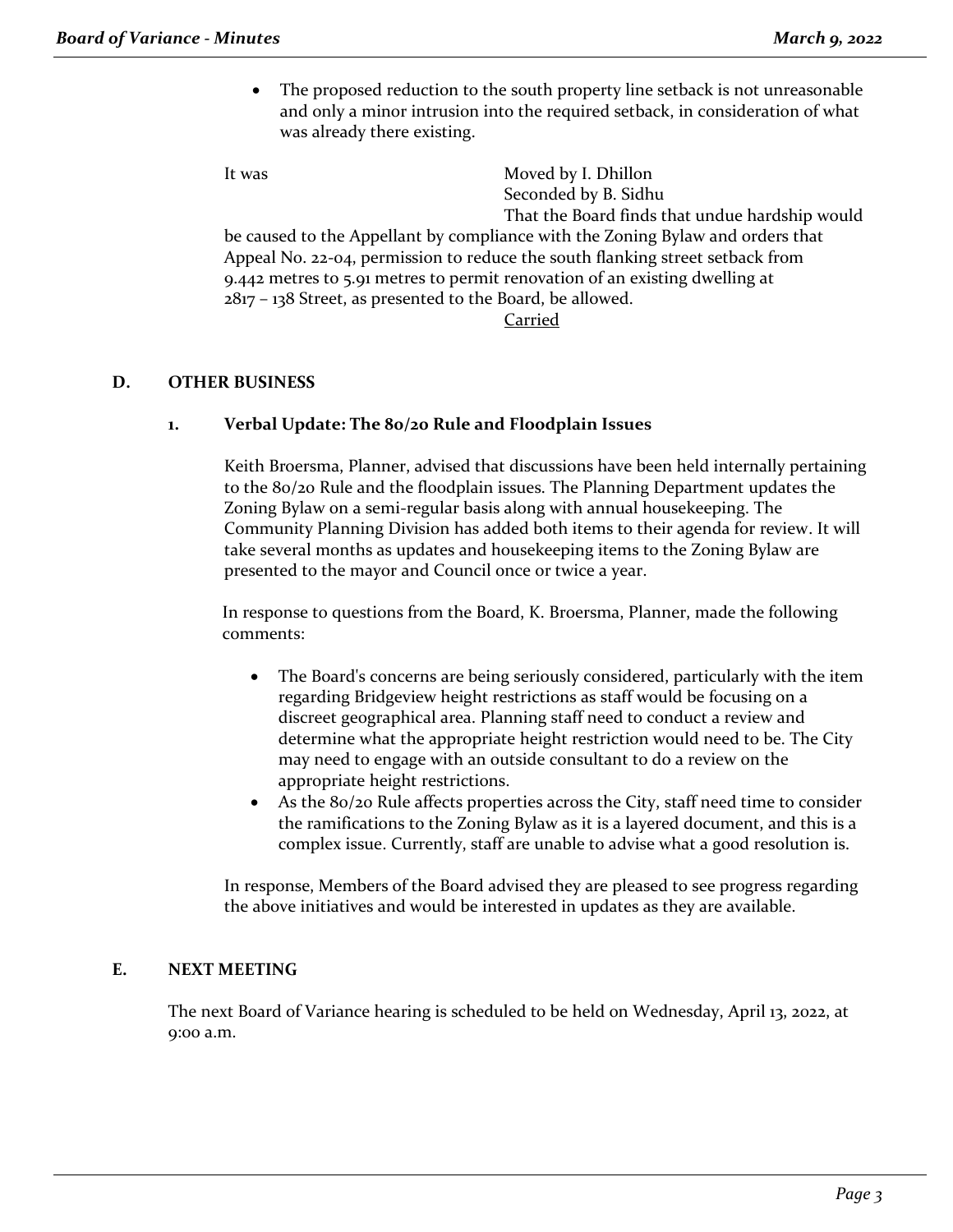- The proposed reduction to the south property line setback is not unreasonable and only a minor intrusion into the required setback, in consideration of what was already there existing.

It was Moved by I. Dhillon
Seconded by B. Sidhu
That the Board finds that undue hardship would be caused to the Appellant by compliance with the Zoning Bylaw and orders that Appeal No. 22-04, permission to reduce the south flanking street setback from 9.442 metres to 5.91 metres to permit renovation of an existing dwelling at 2817 – 138 Street, as presented to the Board, be allowed.

Carried

## D. OTHER BUSINESS

### 1. Verbal Update: The 80/20 Rule and Floodplain Issues

Keith Broersma, Planner, advised that discussions have been held internally pertaining to the 80/20 Rule and the floodplain issues. The Planning Department updates the Zoning Bylaw on a semi-regular basis along with annual housekeeping. The Community Planning Division has added both items to their agenda for review. It will take several months as updates and housekeeping items to the Zoning Bylaw are presented to the mayor and Council once or twice a year.

In response to questions from the Board, K. Broersma, Planner, made the following comments:

- The Board's concerns are being seriously considered, particularly with the item regarding Bridgeview height restrictions as staff would be focusing on a discreet geographical area. Planning staff need to conduct a review and determine what the appropriate height restriction would need to be. The City may need to engage with an outside consultant to do a review on the appropriate height restrictions.
- As the 80/20 Rule affects properties across the City, staff need time to consider the ramifications to the Zoning Bylaw as it is a layered document, and this is a complex issue. Currently, staff are unable to advise what a good resolution is.

In response, Members of the Board advised they are pleased to see progress regarding the above initiatives and would be interested in updates as they are available.

## E. NEXT MEETING

The next Board of Variance hearing is scheduled to be held on Wednesday, April 13, 2022, at 9:00 a.m.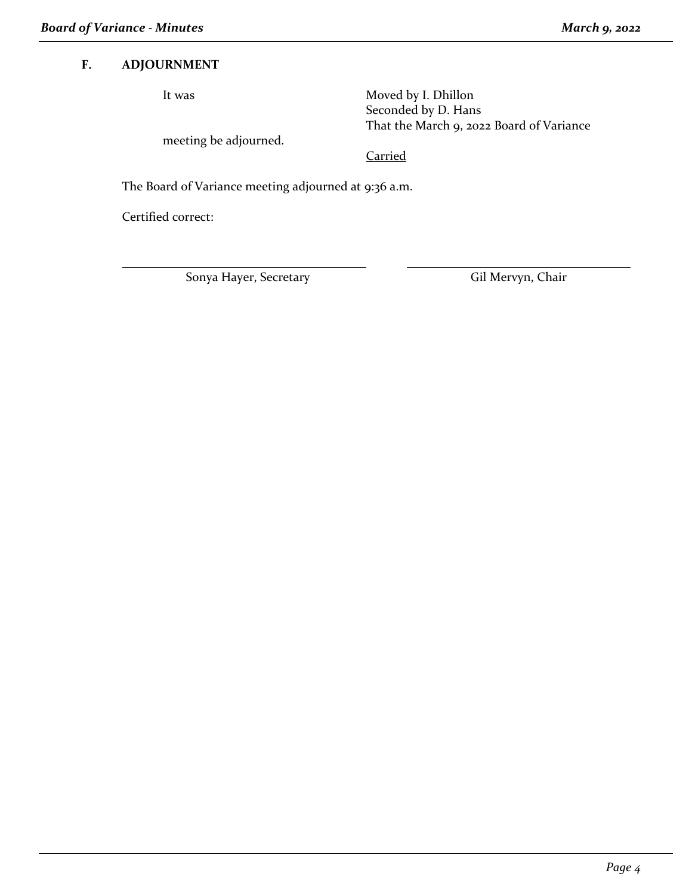## F. ADJOURNMENT

It was

Moved by I. Dhillon
Seconded by D. Hans
That the March 9, 2022 Board of Variance meeting be adjourned.

Carried

The Board of Variance meeting adjourned at 9:36 a.m.

Certified correct:

| | |
|---|---|
| Sonya Hayer, Secretary | Gil Mervyn, Chair |